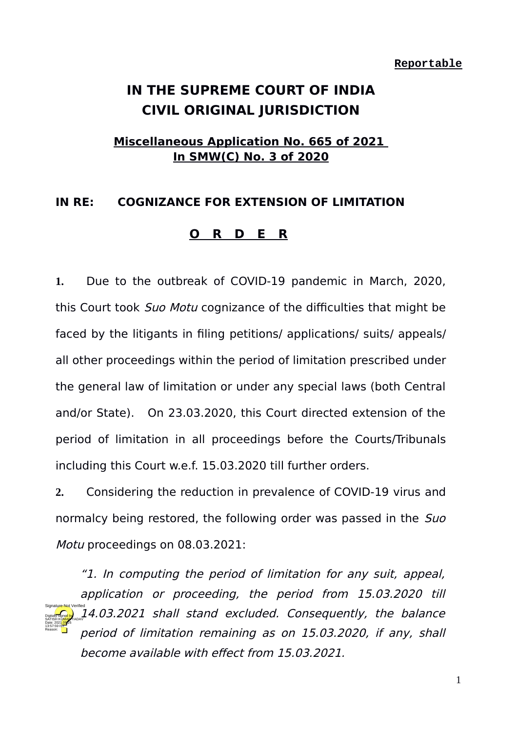**Reportable**

# IN THE SUPREME COURT OF INDIA
# CIVIL ORIGINAL JURISDICTION

**Miscellaneous Application No. 665 of 2021**
**In SMW(C) No. 3 of 2020**

**IN RE: COGNIZANCE FOR EXTENSION OF LIMITATION**

**O R D E R**

**1.** Due to the outbreak of COVID-19 pandemic in March, 2020, this Court took *Suo Motu* cognizance of the difficulties that might be faced by the litigants in filing petitions/ applications/ suits/ appeals/ all other proceedings within the period of limitation prescribed under the general law of limitation or under any special laws (both Central and/or State). On 23.03.2020, this Court directed extension of the period of limitation in all proceedings before the Courts/Tribunals including this Court w.e.f. 15.03.2020 till further orders.

**2.** Considering the reduction in prevalence of COVID-19 virus and normalcy being restored, the following order was passed in the *Suo Motu* proceedings on 08.03.2021:

> *"1. In computing the period of limitation for any suit, appeal, application or proceeding, the period from 15.03.2020 till 14.03.2021 shall stand excluded. Consequently, the balance period of limitation remaining as on 15.03.2020, if any, shall become available with effect from 15.03.2021.*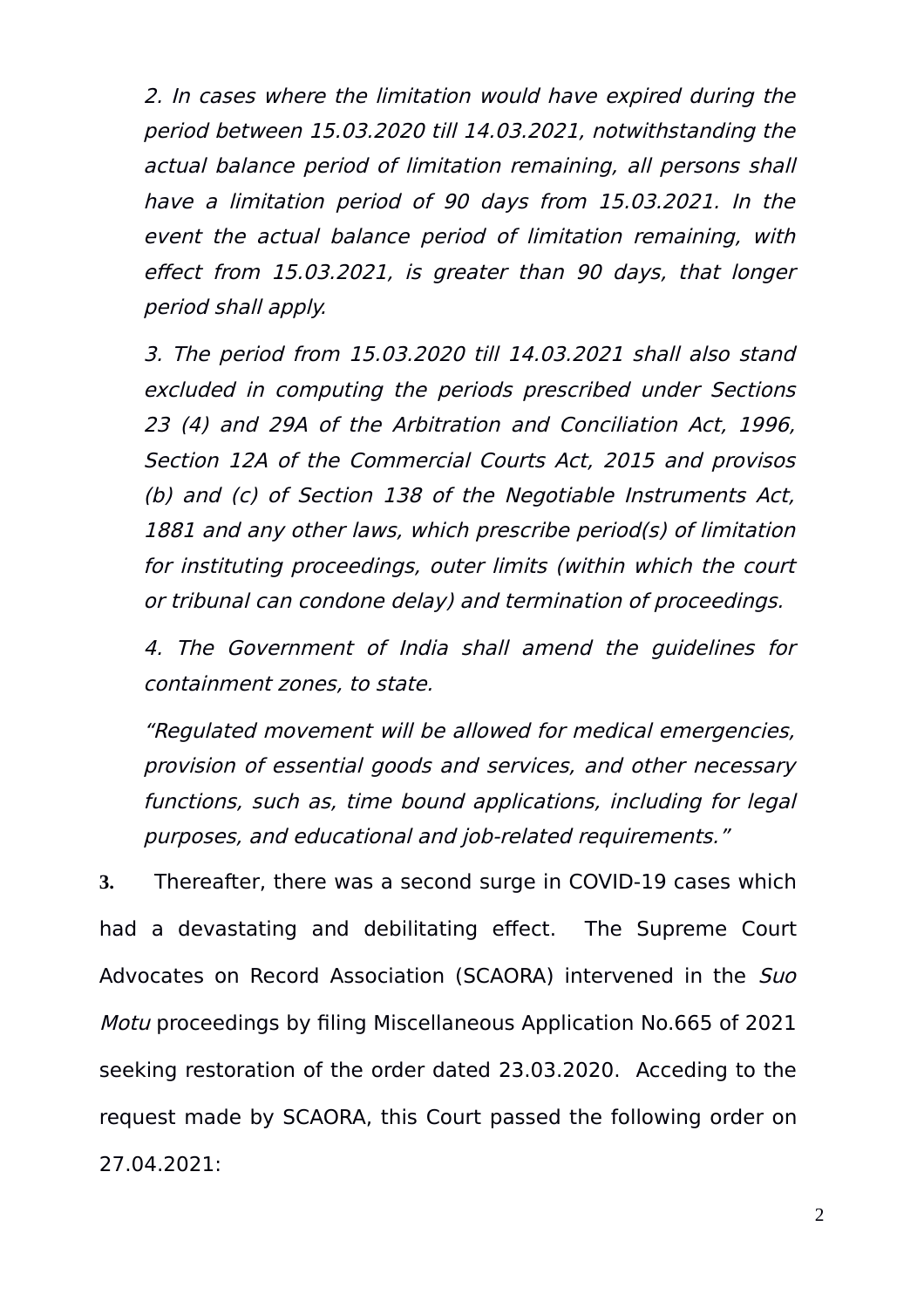*2. In cases where the limitation would have expired during the period between 15.03.2020 till 14.03.2021, notwithstanding the actual balance period of limitation remaining, all persons shall have a limitation period of 90 days from 15.03.2021. In the event the actual balance period of limitation remaining, with effect from 15.03.2021, is greater than 90 days, that longer period shall apply.*

*3. The period from 15.03.2020 till 14.03.2021 shall also stand excluded in computing the periods prescribed under Sections 23 (4) and 29A of the Arbitration and Conciliation Act, 1996, Section 12A of the Commercial Courts Act, 2015 and provisos (b) and (c) of Section 138 of the Negotiable Instruments Act, 1881 and any other laws, which prescribe period(s) of limitation for instituting proceedings, outer limits (within which the court or tribunal can condone delay) and termination of proceedings.*

*4. The Government of India shall amend the guidelines for containment zones, to state.*

*"Regulated movement will be allowed for medical emergencies, provision of essential goods and services, and other necessary functions, such as, time bound applications, including for legal purposes, and educational and job-related requirements."*

**3.** Thereafter, there was a second surge in COVID-19 cases which had a devastating and debilitating effect. The Supreme Court Advocates on Record Association (SCAORA) intervened in the *Suo Motu* proceedings by filing Miscellaneous Application No.665 of 2021 seeking restoration of the order dated 23.03.2020. Acceding to the request made by SCAORA, this Court passed the following order on 27.04.2021: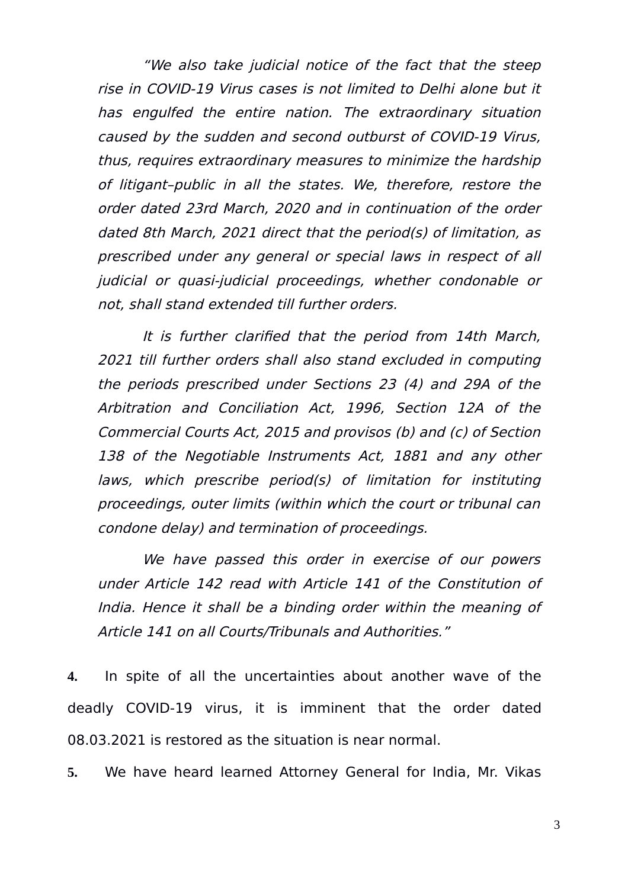> *"We also take judicial notice of the fact that the steep rise in COVID-19 Virus cases is not limited to Delhi alone but it has engulfed the entire nation. The extraordinary situation caused by the sudden and second outburst of COVID-19 Virus, thus, requires extraordinary measures to minimize the hardship of litigant–public in all the states. We, therefore, restore the order dated 23rd March, 2020 and in continuation of the order dated 8th March, 2021 direct that the period(s) of limitation, as prescribed under any general or special laws in respect of all judicial or quasi-judicial proceedings, whether condonable or not, shall stand extended till further orders.*
>
> *It is further clarified that the period from 14th March, 2021 till further orders shall also stand excluded in computing the periods prescribed under Sections 23 (4) and 29A of the Arbitration and Conciliation Act, 1996, Section 12A of the Commercial Courts Act, 2015 and provisos (b) and (c) of Section 138 of the Negotiable Instruments Act, 1881 and any other laws, which prescribe period(s) of limitation for instituting proceedings, outer limits (within which the court or tribunal can condone delay) and termination of proceedings.*
>
> *We have passed this order in exercise of our powers under Article 142 read with Article 141 of the Constitution of India. Hence it shall be a binding order within the meaning of Article 141 on all Courts/Tribunals and Authorities."*

**4.** In spite of all the uncertainties about another wave of the deadly COVID-19 virus, it is imminent that the order dated 08.03.2021 is restored as the situation is near normal.

**5.** We have heard learned Attorney General for India, Mr. Vikas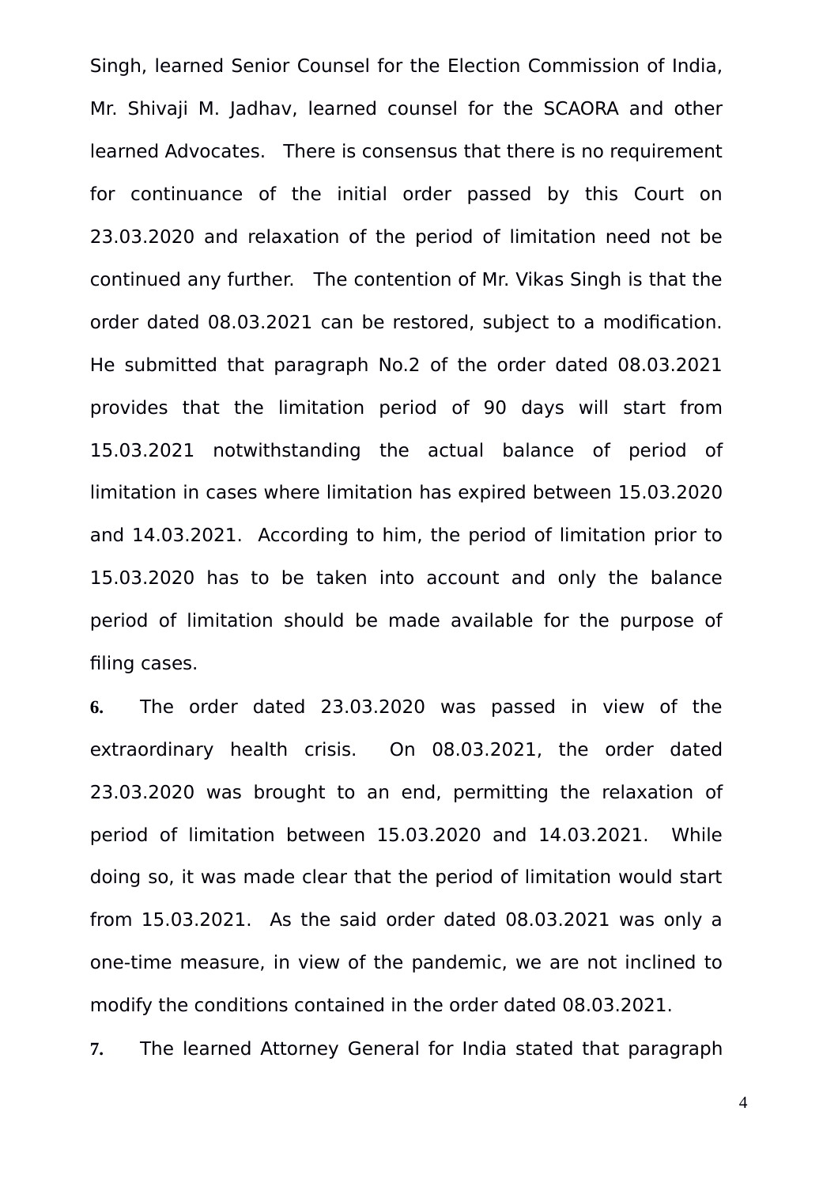Singh, learned Senior Counsel for the Election Commission of India, Mr. Shivaji M. Jadhav, learned counsel for the SCAORA and other learned Advocates. There is consensus that there is no requirement for continuance of the initial order passed by this Court on 23.03.2020 and relaxation of the period of limitation need not be continued any further. The contention of Mr. Vikas Singh is that the order dated 08.03.2021 can be restored, subject to a modification. He submitted that paragraph No.2 of the order dated 08.03.2021 provides that the limitation period of 90 days will start from 15.03.2021 notwithstanding the actual balance of period of limitation in cases where limitation has expired between 15.03.2020 and 14.03.2021. According to him, the period of limitation prior to 15.03.2020 has to be taken into account and only the balance period of limitation should be made available for the purpose of filing cases.

**6.** The order dated 23.03.2020 was passed in view of the extraordinary health crisis. On 08.03.2021, the order dated 23.03.2020 was brought to an end, permitting the relaxation of period of limitation between 15.03.2020 and 14.03.2021. While doing so, it was made clear that the period of limitation would start from 15.03.2021. As the said order dated 08.03.2021 was only a one-time measure, in view of the pandemic, we are not inclined to modify the conditions contained in the order dated 08.03.2021.

**7.** The learned Attorney General for India stated that paragraph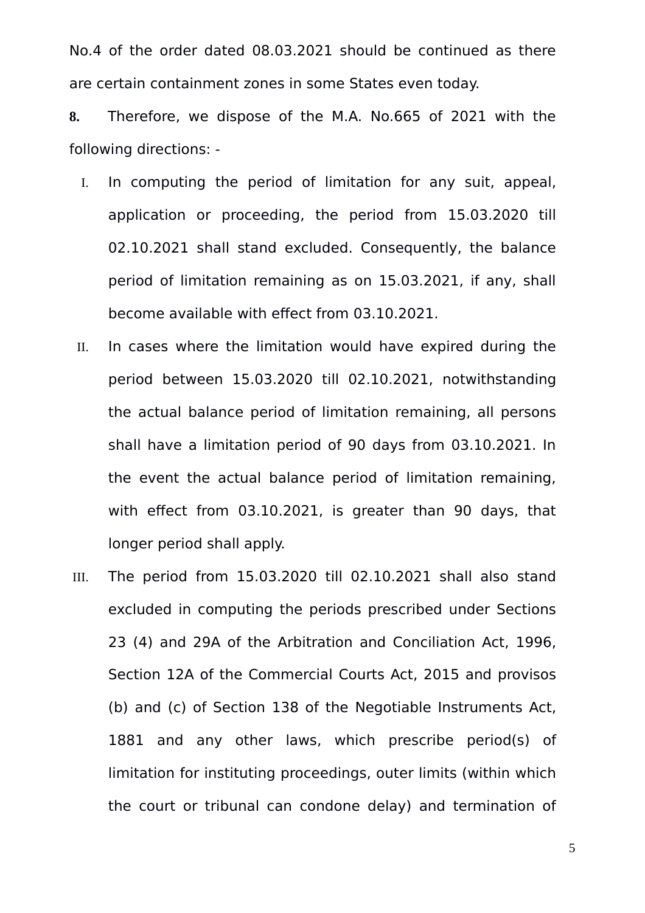No.4 of the order dated 08.03.2021 should be continued as there are certain containment zones in some States even today.

**8.** Therefore, we dispose of the M.A. No.665 of 2021 with the following directions: -

I. In computing the period of limitation for any suit, appeal, application or proceeding, the period from 15.03.2020 till 02.10.2021 shall stand excluded. Consequently, the balance period of limitation remaining as on 15.03.2021, if any, shall become available with effect from 03.10.2021.

II. In cases where the limitation would have expired during the period between 15.03.2020 till 02.10.2021, notwithstanding the actual balance period of limitation remaining, all persons shall have a limitation period of 90 days from 03.10.2021. In the event the actual balance period of limitation remaining, with effect from 03.10.2021, is greater than 90 days, that longer period shall apply.

III. The period from 15.03.2020 till 02.10.2021 shall also stand excluded in computing the periods prescribed under Sections 23 (4) and 29A of the Arbitration and Conciliation Act, 1996, Section 12A of the Commercial Courts Act, 2015 and provisos (b) and (c) of Section 138 of the Negotiable Instruments Act, 1881 and any other laws, which prescribe period(s) of limitation for instituting proceedings, outer limits (within which the court or tribunal can condone delay) and termination of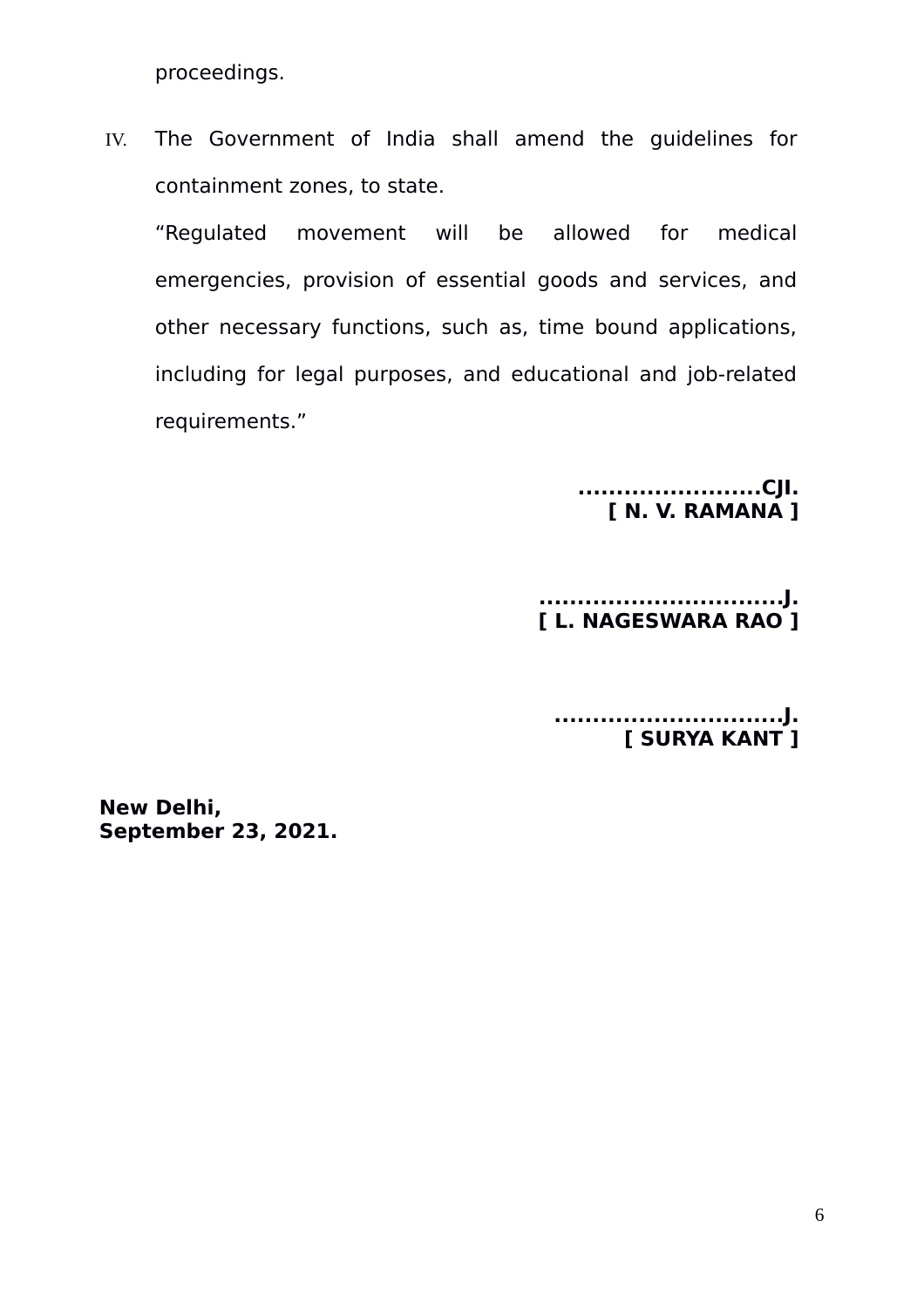proceedings.

IV. The Government of India shall amend the guidelines for containment zones, to state.

“Regulated movement will be allowed for medical emergencies, provision of essential goods and services, and other necessary functions, such as, time bound applications, including for legal purposes, and educational and job-related requirements.”

**……………………CJI.**
**[ N. V. RAMANA ]**

**………………………….J.**
**[ L. NAGESWARA RAO ]**

**……………………….J.**
**[ SURYA KANT ]**

**New Delhi,**
**September 23, 2021.**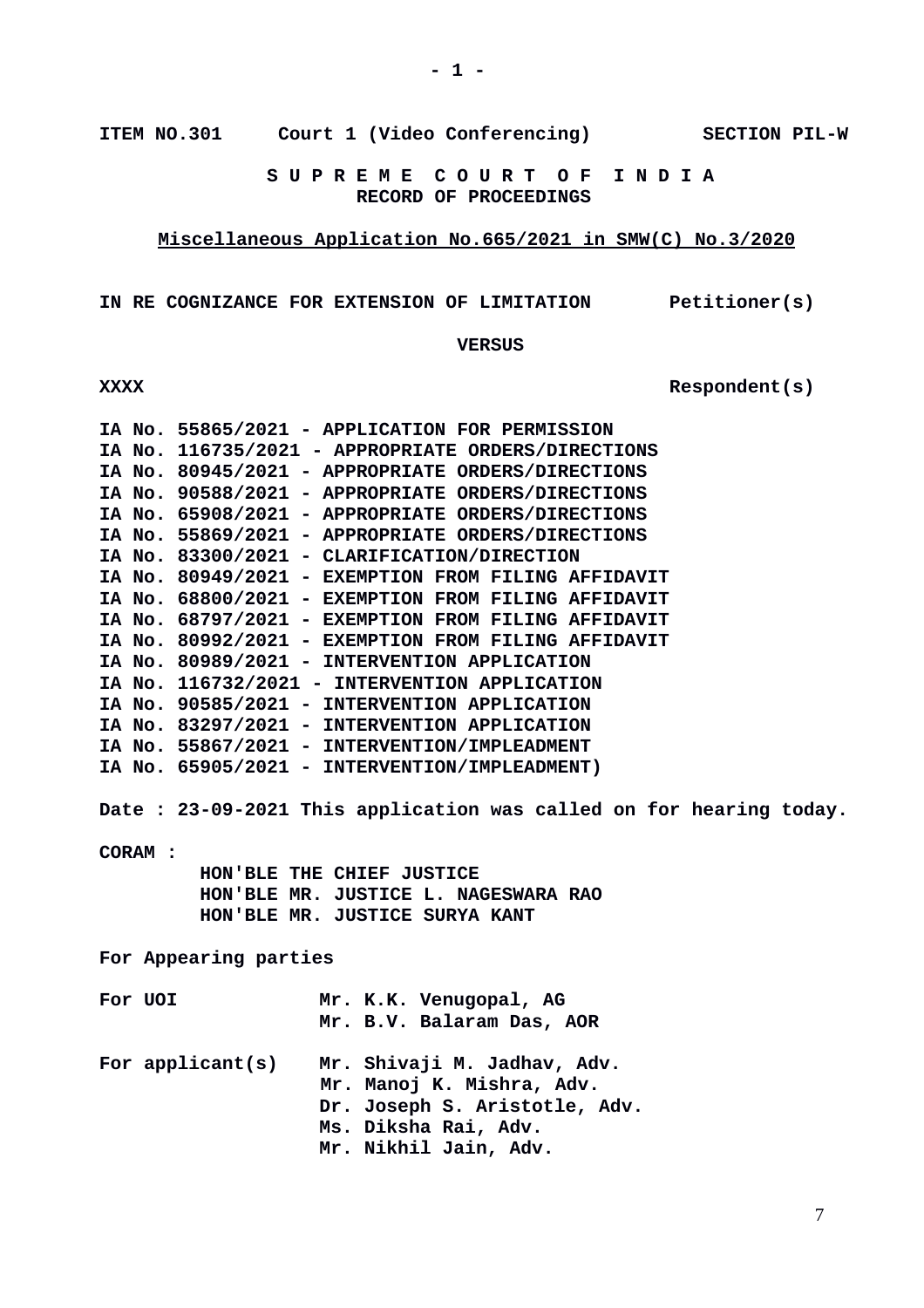**ITEM NO.301 Court 1 (Video Conferencing) SECTION PIL-W**

**S U P R E M E C O U R T O F I N D I A**
**RECORD OF PROCEEDINGS**

**Miscellaneous Application No.665/2021 in SMW(C) No.3/2020**

**IN RE COGNIZANCE FOR EXTENSION OF LIMITATION Petitioner(s)**

**VERSUS**

**XXXX Respondent(s)**

**IA No. 55865/2021 - APPLICATION FOR PERMISSION**
**IA No. 116735/2021 - APPROPRIATE ORDERS/DIRECTIONS**
**IA No. 80945/2021 - APPROPRIATE ORDERS/DIRECTIONS**
**IA No. 90588/2021 - APPROPRIATE ORDERS/DIRECTIONS**
**IA No. 65908/2021 - APPROPRIATE ORDERS/DIRECTIONS**
**IA No. 55869/2021 - APPROPRIATE ORDERS/DIRECTIONS**
**IA No. 83300/2021 - CLARIFICATION/DIRECTION**
**IA No. 80949/2021 - EXEMPTION FROM FILING AFFIDAVIT**
**IA No. 68800/2021 - EXEMPTION FROM FILING AFFIDAVIT**
**IA No. 68797/2021 - EXEMPTION FROM FILING AFFIDAVIT**
**IA No. 80992/2021 - EXEMPTION FROM FILING AFFIDAVIT**
**IA No. 80989/2021 - INTERVENTION APPLICATION**
**IA No. 116732/2021 - INTERVENTION APPLICATION**
**IA No. 90585/2021 - INTERVENTION APPLICATION**
**IA No. 83297/2021 - INTERVENTION APPLICATION**
**IA No. 55867/2021 - INTERVENTION/IMPLEADMENT**
**IA No. 65905/2021 - INTERVENTION/IMPLEADMENT)**

**Date : 23-09-2021 This application was called on for hearing today.**

**CORAM :**
**HON'BLE THE CHIEF JUSTICE**
**HON'BLE MR. JUSTICE L. NAGESWARA RAO**
**HON'BLE MR. JUSTICE SURYA KANT**

**For Appearing parties**

**For UOI** **Mr. K.K. Venugopal, AG**
**Mr. B.V. Balaram Das, AOR**

**For applicant(s)** **Mr. Shivaji M. Jadhav, Adv.**
**Mr. Manoj K. Mishra, Adv.**
**Dr. Joseph S. Aristotle, Adv.**
**Ms. Diksha Rai, Adv.**
**Mr. Nikhil Jain, Adv.**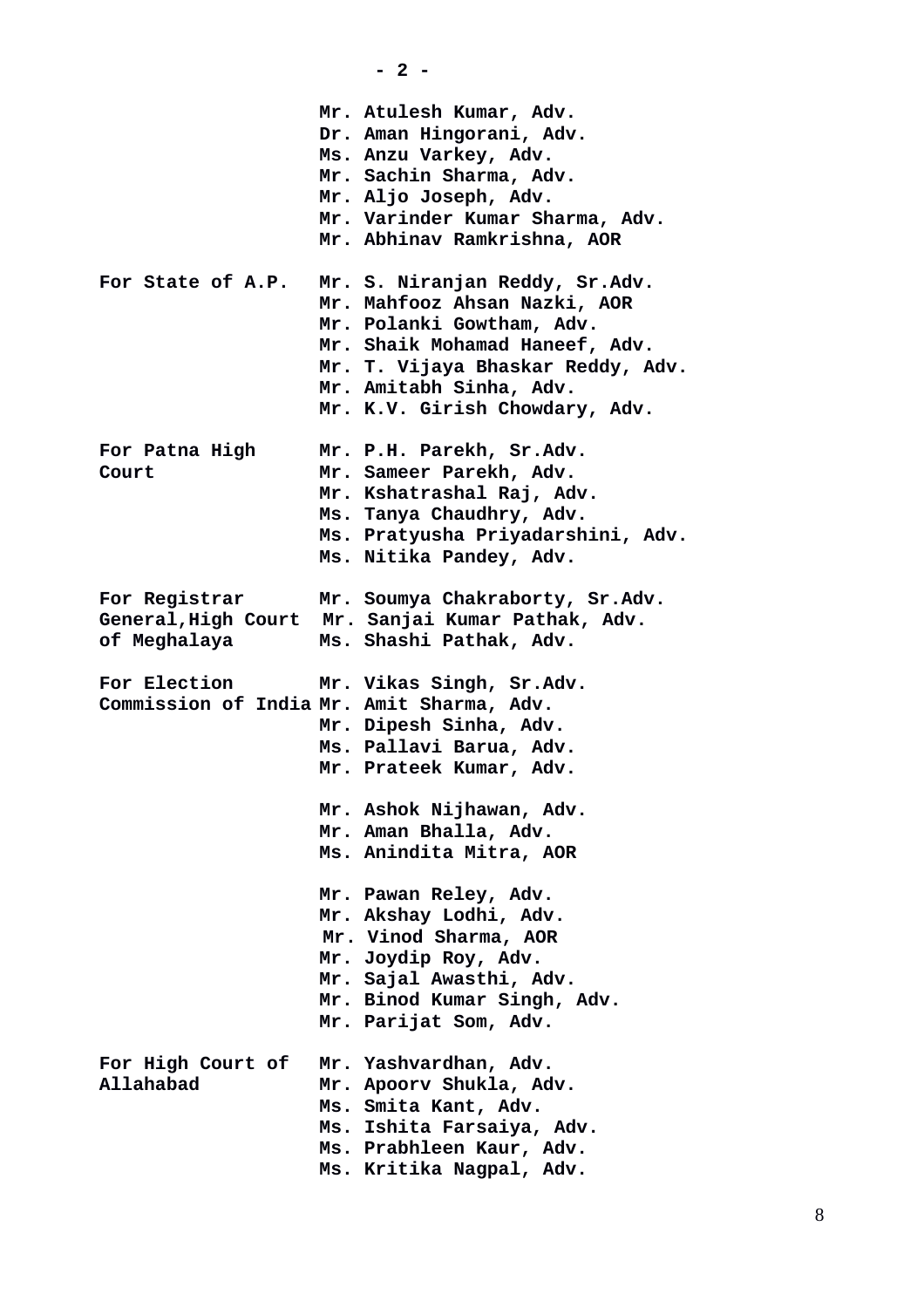- 2 -

| | |
|---|---|
| | **Mr. Atulesh Kumar, Adv.** |
| | **Dr. Aman Hingorani, Adv.** |
| | **Ms. Anzu Varkey, Adv.** |
| | **Mr. Sachin Sharma, Adv.** |
| | **Mr. Aljo Joseph, Adv.** |
| | **Mr. Varinder Kumar Sharma, Adv.** |
| | **Mr. Abhinav Ramkrishna, AOR** |
| **For State of A.P.** | **Mr. S. Niranjan Reddy, Sr.Adv.** |
| | **Mr. Mahfooz Ahsan Nazki, AOR** |
| | **Mr. Polanki Gowtham, Adv.** |
| | **Mr. Shaik Mohamad Haneef, Adv.** |
| | **Mr. T. Vijaya Bhaskar Reddy, Adv.** |
| | **Mr. Amitabh Sinha, Adv.** |
| | **Mr. K.V. Girish Chowdary, Adv.** |
| **For Patna High Court** | **Mr. P.H. Parekh, Sr.Adv.** |
| | **Mr. Sameer Parekh, Adv.** |
| | **Mr. Kshatrashal Raj, Adv.** |
| | **Ms. Tanya Chaudhry, Adv.** |
| | **Ms. Pratyusha Priyadarshini, Adv.** |
| | **Ms. Nitika Pandey, Adv.** |
| **For Registrar General,High Court of Meghalaya** | **Mr. Soumya Chakraborty, Sr.Adv.** |
| | **Mr. Sanjai Kumar Pathak, Adv.** |
| | **Ms. Shashi Pathak, Adv.** |
| **For Election Commission of India** | **Mr. Vikas Singh, Sr.Adv.** |
| | **Mr. Amit Sharma, Adv.** |
| | **Mr. Dipesh Sinha, Adv.** |
| | **Ms. Pallavi Barua, Adv.** |
| | **Mr. Prateek Kumar, Adv.** |
| | |
| | **Mr. Ashok Nijhawan, Adv.** |
| | **Mr. Aman Bhalla, Adv.** |
| | **Ms. Anindita Mitra, AOR** |
| | |
| | **Mr. Pawan Reley, Adv.** |
| | **Mr. Akshay Lodhi, Adv.** |
| | **Mr. Vinod Sharma, AOR** |
| | **Mr. Joydip Roy, Adv.** |
| | **Mr. Sajal Awasthi, Adv.** |
| | **Mr. Binod Kumar Singh, Adv.** |
| | **Mr. Parijat Som, Adv.** |
| **For High Court of Allahabad** | **Mr. Yashvardhan, Adv.** |
| | **Mr. Apoorv Shukla, Adv.** |
| | **Ms. Smita Kant, Adv.** |
| | **Ms. Ishita Farsaiya, Adv.** |
| | **Ms. Prabhleen Kaur, Adv.** |
| | **Ms. Kritika Nagpal, Adv.** |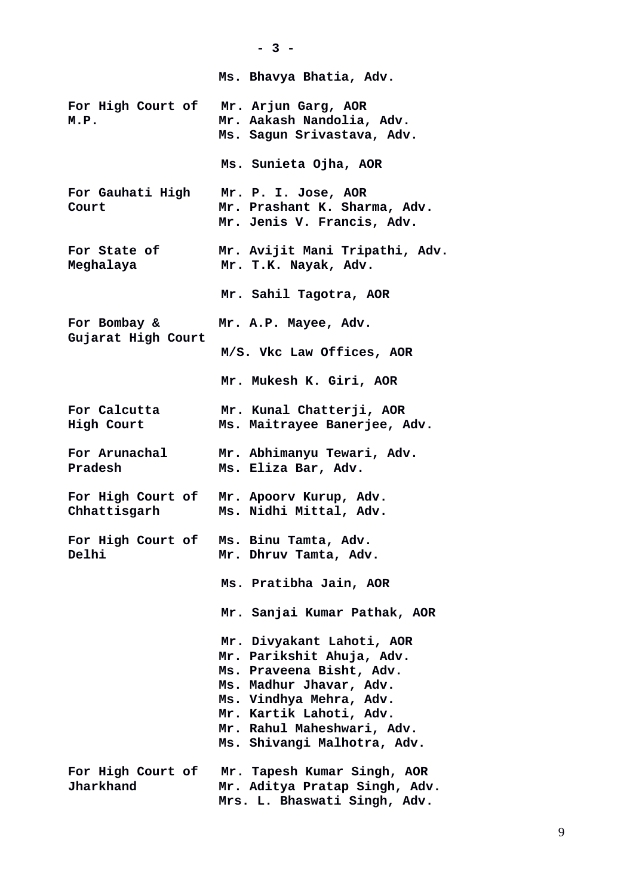Ms. Bhavya Bhatia, Adv.

| | |
|---|---|
| For High Court of M.P. | Mr. Arjun Garg, AOR<br>Mr. Aakash Nandolia, Adv.<br>Ms. Sagun Srivastava, Adv. |
| | Ms. Sunieta Ojha, AOR |
| For Gauhati High Court | Mr. P. I. Jose, AOR<br>Mr. Prashant K. Sharma, Adv.<br>Mr. Jenis V. Francis, Adv. |
| For State of Meghalaya | Mr. Avijit Mani Tripathi, Adv.<br>Mr. T.K. Nayak, Adv. |
| | Mr. Sahil Tagotra, AOR |
| For Bombay & Gujarat High Court | Mr. A.P. Mayee, Adv. |
| | M/S. Vkc Law Offices, AOR |
| | Mr. Mukesh K. Giri, AOR |
| For Calcutta High Court | Mr. Kunal Chatterji, AOR<br>Ms. Maitrayee Banerjee, Adv. |
| For Arunachal Pradesh | Mr. Abhimanyu Tewari, Adv.<br>Ms. Eliza Bar, Adv. |
| For High Court of Chhattisgarh | Mr. Apoorv Kurup, Adv.<br>Ms. Nidhi Mittal, Adv. |
| For High Court of Delhi | Ms. Binu Tamta, Adv.<br>Mr. Dhruv Tamta, Adv. |
| | Ms. Pratibha Jain, AOR |
| | Mr. Sanjai Kumar Pathak, AOR |
| | Mr. Divyakant Lahoti, AOR<br>Mr. Parikshit Ahuja, Adv.<br>Ms. Praveena Bisht, Adv.<br>Ms. Madhur Jhavar, Adv.<br>Ms. Vindhya Mehra, Adv.<br>Mr. Kartik Lahoti, Adv.<br>Mr. Rahul Maheshwari, Adv.<br>Ms. Shivangi Malhotra, Adv. |
| For High Court of Jharkhand | Mr. Tapesh Kumar Singh, AOR<br>Mr. Aditya Pratap Singh, Adv.<br>Mrs. L. Bhaswati Singh, Adv. |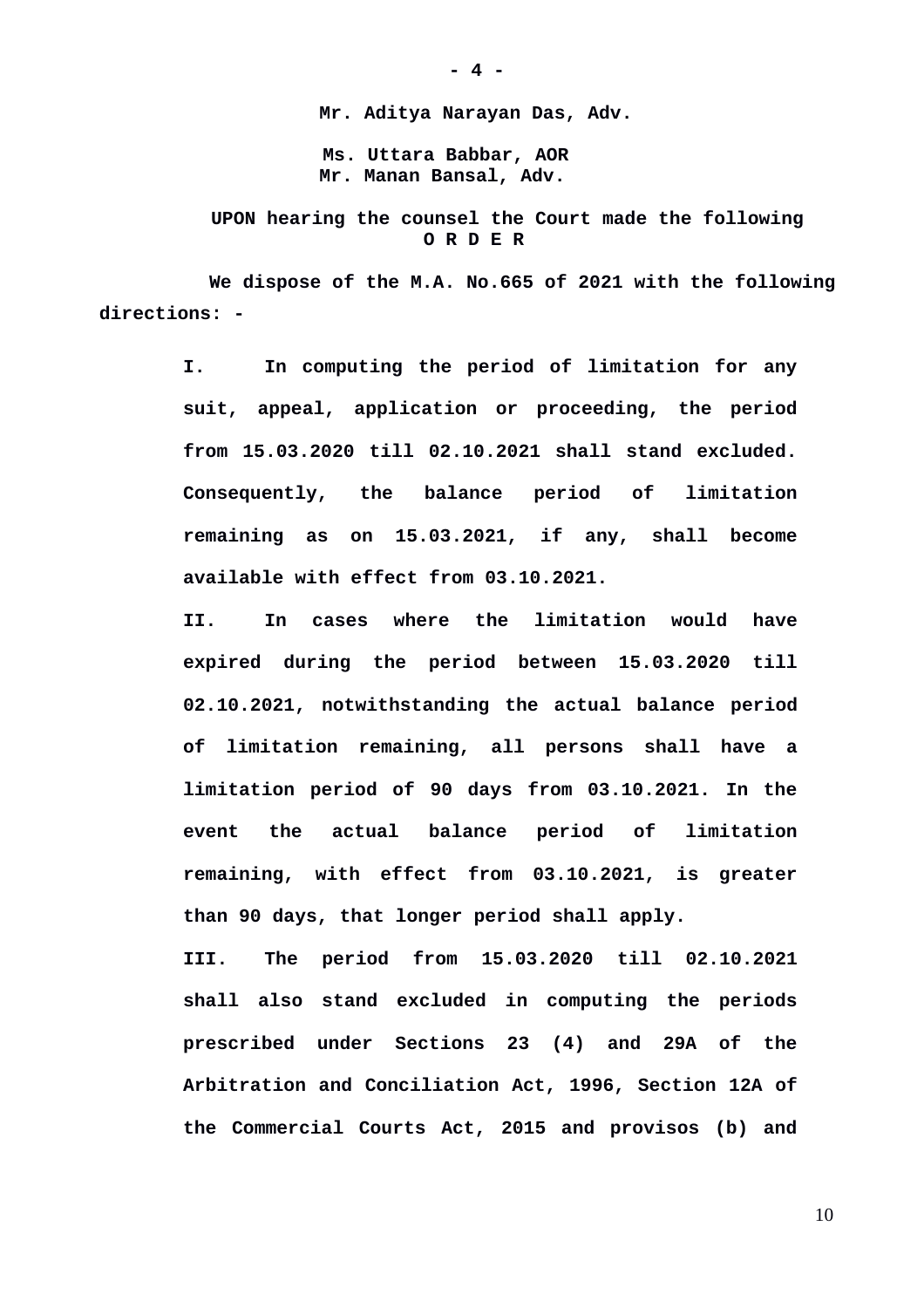**Mr. Aditya Narayan Das, Adv.**

**Ms. Uttara Babbar, AOR**
**Mr. Manan Bansal, Adv.**

**UPON hearing the counsel the Court made the following**
**O R D E R**

**We dispose of the M.A. No.665 of 2021 with the following directions: -**

**I. In computing the period of limitation for any suit, appeal, application or proceeding, the period from 15.03.2020 till 02.10.2021 shall stand excluded. Consequently, the balance period of limitation remaining as on 15.03.2021, if any, shall become available with effect from 03.10.2021.**

**II. In cases where the limitation would have expired during the period between 15.03.2020 till 02.10.2021, notwithstanding the actual balance period of limitation remaining, all persons shall have a limitation period of 90 days from 03.10.2021. In the event the actual balance period of limitation remaining, with effect from 03.10.2021, is greater than 90 days, that longer period shall apply.**

**III. The period from 15.03.2020 till 02.10.2021 shall also stand excluded in computing the periods prescribed under Sections 23 (4) and 29A of the Arbitration and Conciliation Act, 1996, Section 12A of the Commercial Courts Act, 2015 and provisos (b) and**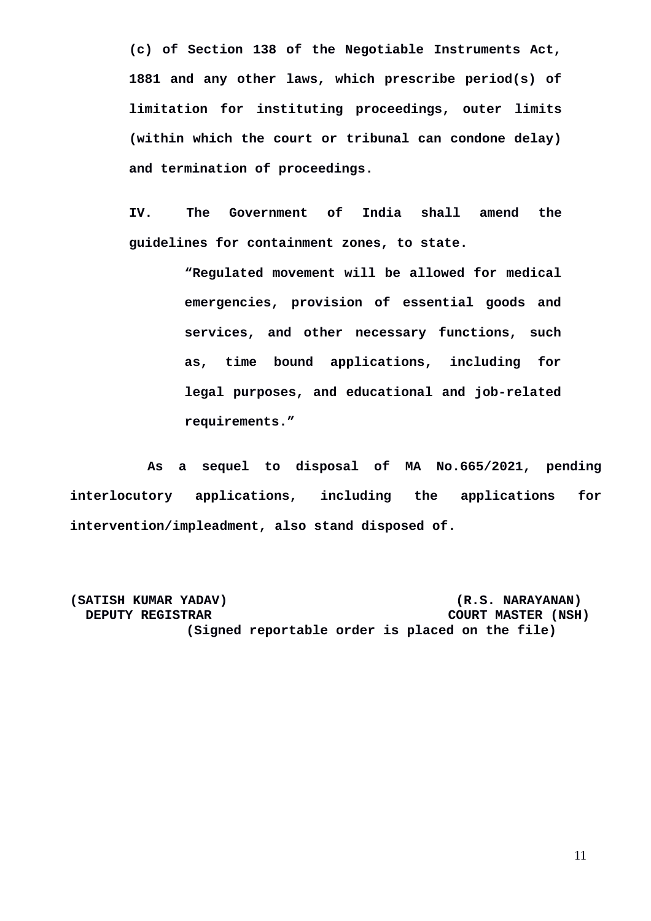**(c) of Section 138 of the Negotiable Instruments Act, 1881 and any other laws, which prescribe period(s) of limitation for instituting proceedings, outer limits (within which the court or tribunal can condone delay) and termination of proceedings.**

**IV. The Government of India shall amend the guidelines for containment zones, to state.**

> **"Regulated movement will be allowed for medical emergencies, provision of essential goods and services, and other necessary functions, such as, time bound applications, including for legal purposes, and educational and job-related requirements."**

**As a sequel to disposal of MA No.665/2021, pending interlocutory applications, including the applications for intervention/impleadment, also stand disposed of.**

**(SATISH KUMAR YADAV)**
**DEPUTY REGISTRAR**

**(R.S. NARAYANAN)**
**COURT MASTER (NSH)**

**(Signed reportable order is placed on the file)**